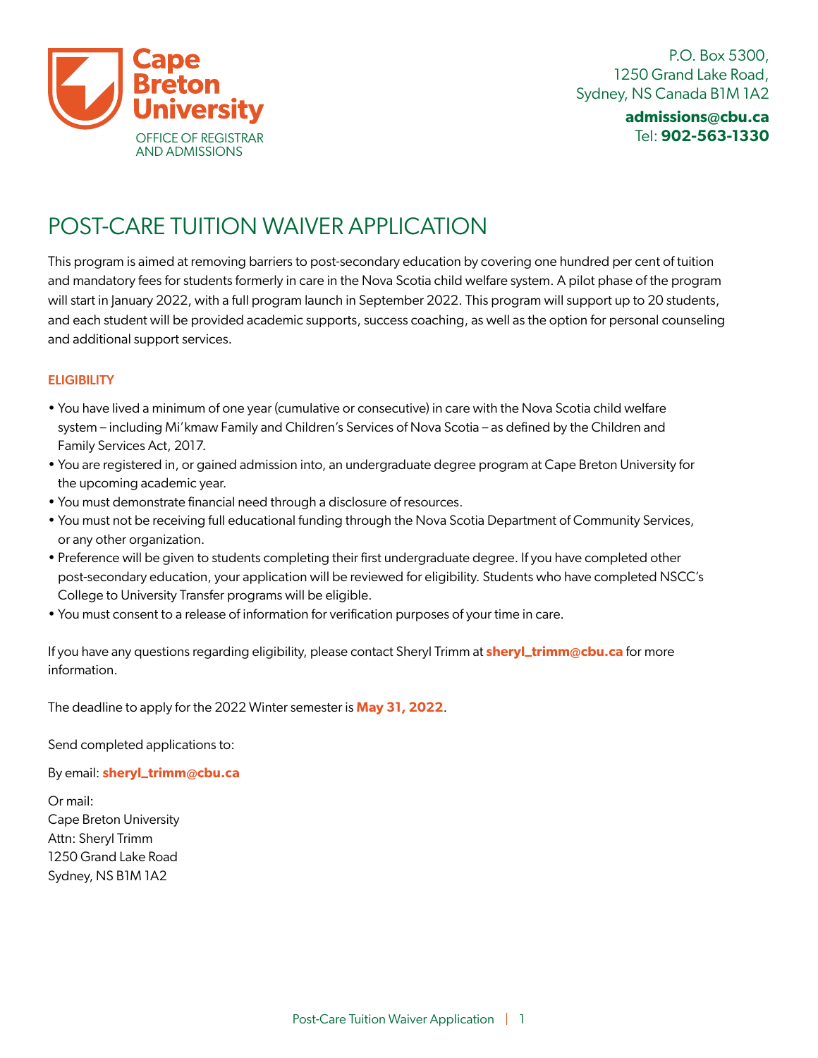Cape Breton University
OFFICE OF REGISTRAR AND ADMISSIONS

P.O. Box 5300,
1250 Grand Lake Road,
Sydney, NS Canada B1M 1A2

**admissions@cbu.ca**
Tel: **902-563-1330**

# POST-CARE TUITION WAIVER APPLICATION

This program is aimed at removing barriers to post-secondary education by covering one hundred per cent of tuition and mandatory fees for students formerly in care in the Nova Scotia child welfare system. A pilot phase of the program will start in January 2022, with a full program launch in September 2022. This program will support up to 20 students, and each student will be provided academic supports, success coaching, as well as the option for personal counseling and additional support services.

## ELIGIBILITY

- You have lived a minimum of one year (cumulative or consecutive) in care with the Nova Scotia child welfare system – including Mi'kmaw Family and Children's Services of Nova Scotia – as defined by the Children and Family Services Act, 2017.
- You are registered in, or gained admission into, an undergraduate degree program at Cape Breton University for the upcoming academic year.
- You must demonstrate financial need through a disclosure of resources.
- You must not be receiving full educational funding through the Nova Scotia Department of Community Services, or any other organization.
- Preference will be given to students completing their first undergraduate degree. If you have completed other post-secondary education, your application will be reviewed for eligibility. Students who have completed NSCC's College to University Transfer programs will be eligible.
- You must consent to a release of information for verification purposes of your time in care.

If you have any questions regarding eligibility, please contact Sheryl Trimm at **sheryl_trimm@cbu.ca** for more information.

The deadline to apply for the 2022 Winter semester is **May 31, 2022**.

Send completed applications to:

By email: **sheryl_trimm@cbu.ca**

Or mail:
Cape Breton University
Attn: Sheryl Trimm
1250 Grand Lake Road
Sydney, NS B1M 1A2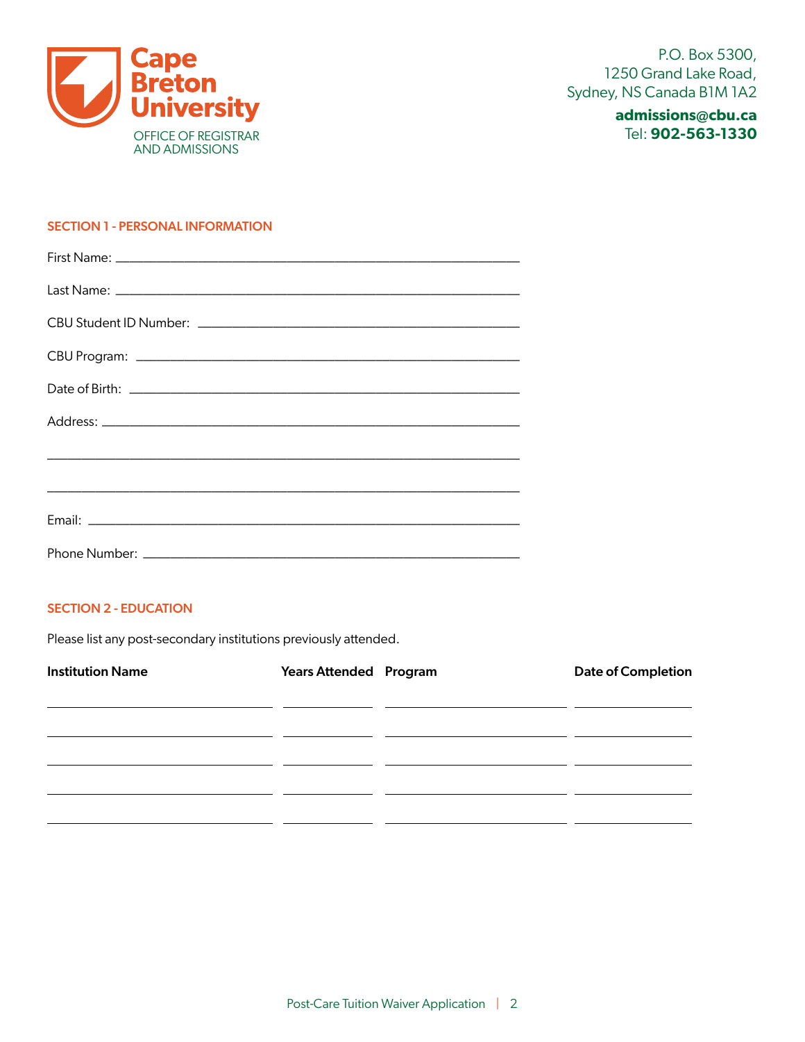Cape Breton University

OFFICE OF REGISTRAR AND ADMISSIONS

P.O. Box 5300,
1250 Grand Lake Road,
Sydney, NS Canada B1M 1A2

**admissions@cbu.ca**
Tel: **902-563-1330**

## SECTION 1 - PERSONAL INFORMATION

First Name: ___________________________________________

Last Name: ___________________________________________

CBU Student ID Number: ___________________________________

CBU Program: _________________________________________

Date of Birth: _________________________________________

Address: _____________________________________________

______________________________________________________

______________________________________________________

Email: _______________________________________________

Phone Number: ________________________________________

## SECTION 2 - EDUCATION

Please list any post-secondary institutions previously attended.

| Institution Name | Years Attended | Program | Date of Completion |
|---|---|---|---|
| | | | |
| | | | |
| | | | |
| | | | |
| | | | |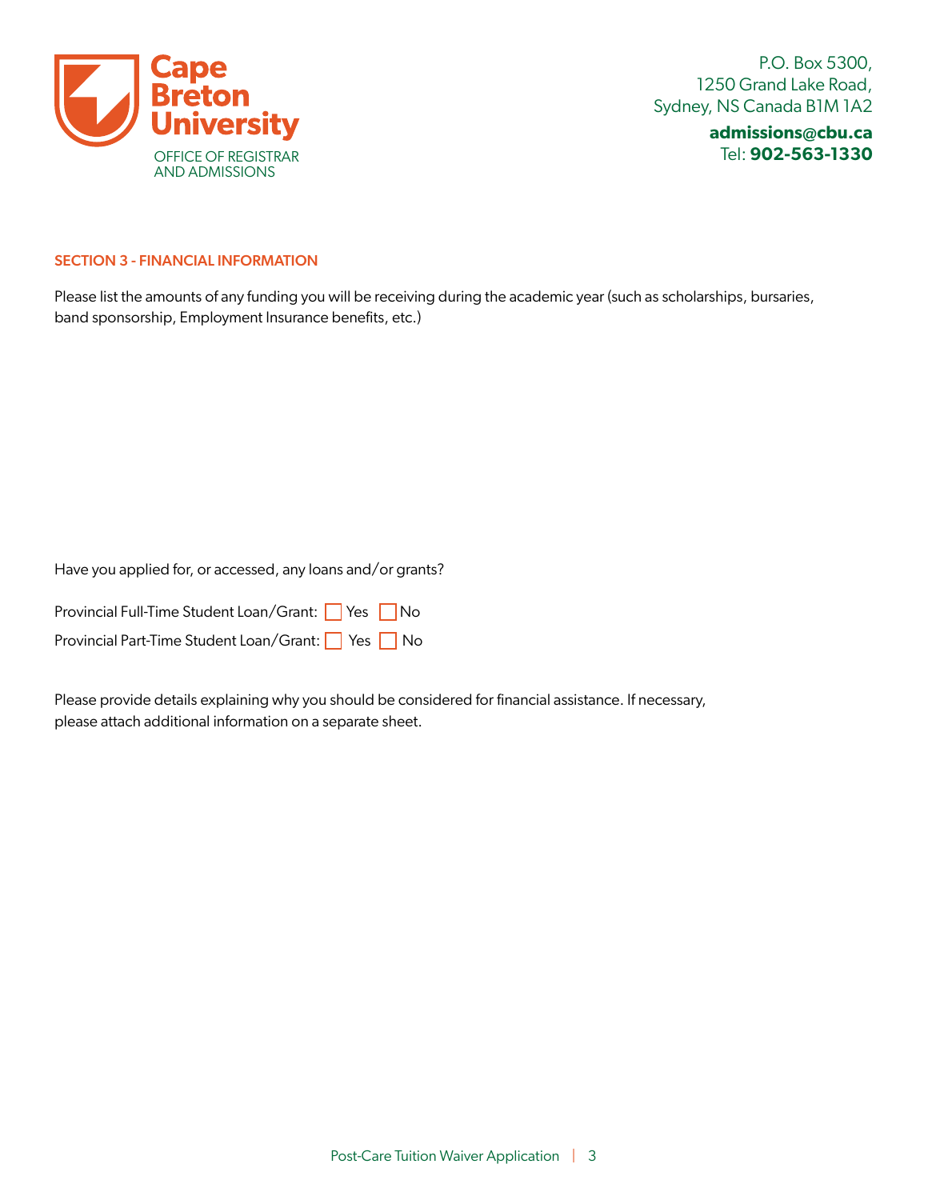Cape Breton University
OFFICE OF REGISTRAR AND ADMISSIONS

P.O. Box 5300,
1250 Grand Lake Road,
Sydney, NS Canada B1M 1A2

**admissions@cbu.ca**
Tel: **902-563-1330**

## SECTION 3 - FINANCIAL INFORMATION

Please list the amounts of any funding you will be receiving during the academic year (such as scholarships, bursaries, band sponsorship, Employment Insurance benefits, etc.)

Have you applied for, or accessed, any loans and/or grants?

Provincial Full-Time Student Loan/Grant: ☐ Yes ☐ No

Provincial Part-Time Student Loan/Grant: ☐ Yes ☐ No

Please provide details explaining why you should be considered for financial assistance. If necessary, please attach additional information on a separate sheet.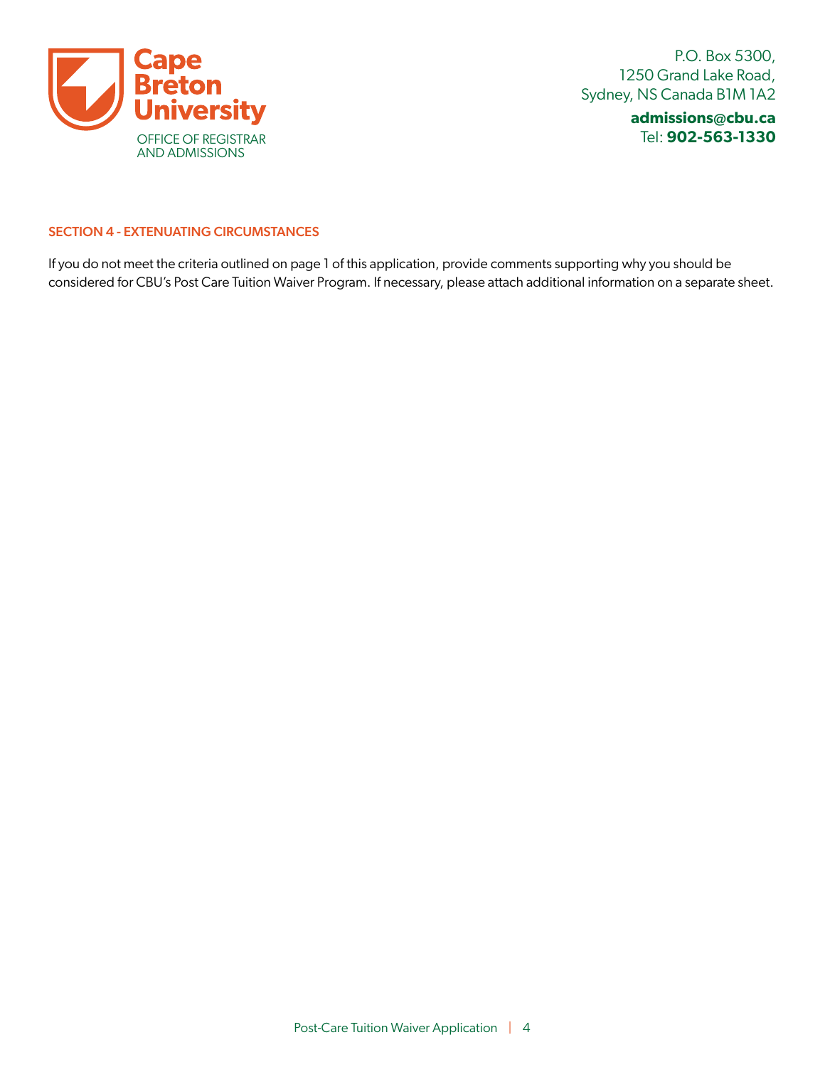Cape Breton University

OFFICE OF REGISTRAR AND ADMISSIONS

P.O. Box 5300,
1250 Grand Lake Road,
Sydney, NS Canada B1M 1A2

**admissions@cbu.ca**
Tel: **902-563-1330**

## SECTION 4 - EXTENUATING CIRCUMSTANCES

If you do not meet the criteria outlined on page 1 of this application, provide comments supporting why you should be considered for CBU's Post Care Tuition Waiver Program. If necessary, please attach additional information on a separate sheet.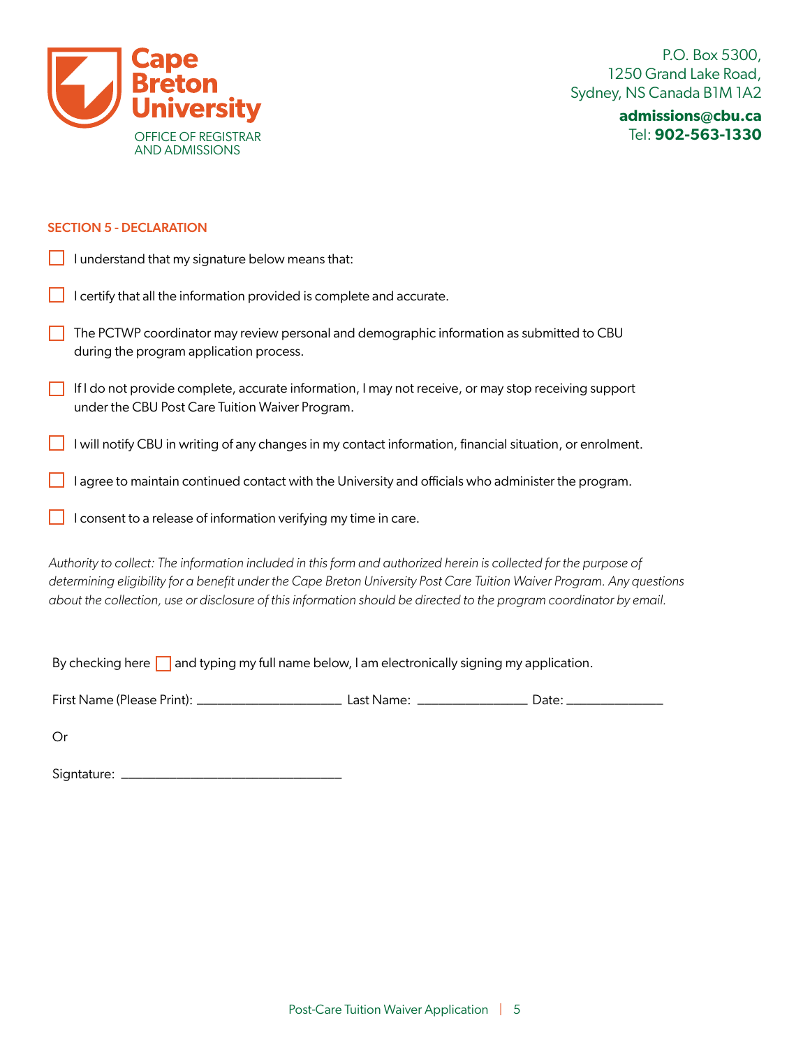Cape Breton University

OFFICE OF REGISTRAR AND ADMISSIONS

P.O. Box 5300,
1250 Grand Lake Road,
Sydney, NS Canada B1M 1A2

**admissions@cbu.ca**
Tel: **902-563-1330**

### SECTION 5 - DECLARATION

- ☐ I understand that my signature below means that:
- ☐ I certify that all the information provided is complete and accurate.
- ☐ The PCTWP coordinator may review personal and demographic information as submitted to CBU during the program application process.
- ☐ If I do not provide complete, accurate information, I may not receive, or may stop receiving support under the CBU Post Care Tuition Waiver Program.
- ☐ I will notify CBU in writing of any changes in my contact information, financial situation, or enrolment.
- ☐ I agree to maintain continued contact with the University and officials who administer the program.
- ☐ I consent to a release of information verifying my time in care.

*Authority to collect: The information included in this form and authorized herein is collected for the purpose of determining eligibility for a benefit under the Cape Breton University Post Care Tuition Waiver Program. Any questions about the collection, use or disclosure of this information should be directed to the program coordinator by email.*

By checking here ☐ and typing my full name below, I am electronically signing my application.

First Name (Please Print): ____________________ Last Name: ________________ Date: ______________

Or

Signtature: ________________________________